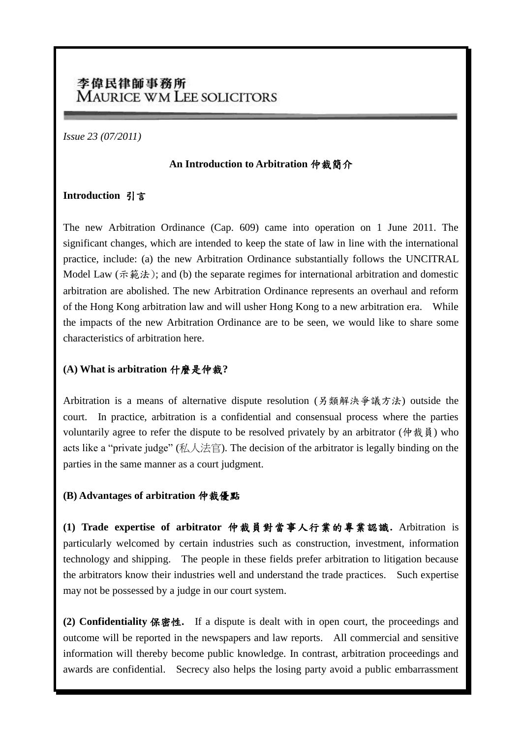李偉民律師事務所
MAURICE WM LEE SOLICITORS

*Issue 23 (07/2011)*

**An Introduction to Arbitration 仲裁簡介**

**Introduction 引言**

The new Arbitration Ordinance (Cap. 609) came into operation on 1 June 2011. The significant changes, which are intended to keep the state of law in line with the international practice, include: (a) the new Arbitration Ordinance substantially follows the UNCITRAL Model Law (示範法); and (b) the separate regimes for international arbitration and domestic arbitration are abolished. The new Arbitration Ordinance represents an overhaul and reform of the Hong Kong arbitration law and will usher Hong Kong to a new arbitration era. While the impacts of the new Arbitration Ordinance are to be seen, we would like to share some characteristics of arbitration here.

**(A) What is arbitration 什麼是仲裁?**

Arbitration is a means of alternative dispute resolution (另類解決爭議方法) outside the court. In practice, arbitration is a confidential and consensual process where the parties voluntarily agree to refer the dispute to be resolved privately by an arbitrator (仲裁員) who acts like a "private judge" (私人法官). The decision of the arbitrator is legally binding on the parties in the same manner as a court judgment.

**(B) Advantages of arbitration 仲裁優點**

**(1) Trade expertise of arbitrator 仲裁員對當事人行業的專業認識.** Arbitration is particularly welcomed by certain industries such as construction, investment, information technology and shipping. The people in these fields prefer arbitration to litigation because the arbitrators know their industries well and understand the trade practices. Such expertise may not be possessed by a judge in our court system.

**(2) Confidentiality 保密性.** If a dispute is dealt with in open court, the proceedings and outcome will be reported in the newspapers and law reports. All commercial and sensitive information will thereby become public knowledge. In contrast, arbitration proceedings and awards are confidential. Secrecy also helps the losing party avoid a public embarrassment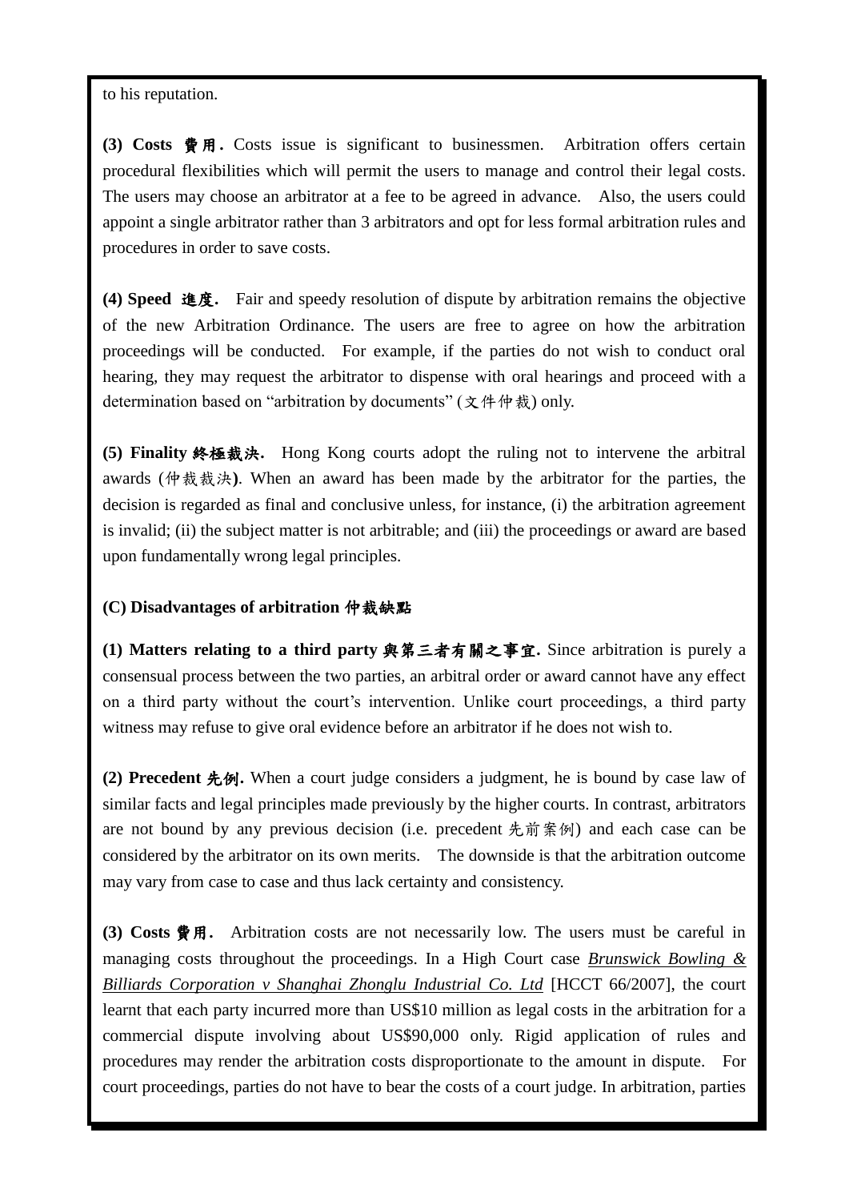to his reputation.

**(3) Costs 費用.** Costs issue is significant to businessmen. Arbitration offers certain procedural flexibilities which will permit the users to manage and control their legal costs. The users may choose an arbitrator at a fee to be agreed in advance. Also, the users could appoint a single arbitrator rather than 3 arbitrators and opt for less formal arbitration rules and procedures in order to save costs.

**(4) Speed 進度.** Fair and speedy resolution of dispute by arbitration remains the objective of the new Arbitration Ordinance. The users are free to agree on how the arbitration proceedings will be conducted. For example, if the parties do not wish to conduct oral hearing, they may request the arbitrator to dispense with oral hearings and proceed with a determination based on "arbitration by documents" (文件仲裁) only.

**(5) Finality 終極裁決.** Hong Kong courts adopt the ruling not to intervene the arbitral awards (仲裁裁決). When an award has been made by the arbitrator for the parties, the decision is regarded as final and conclusive unless, for instance, (i) the arbitration agreement is invalid; (ii) the subject matter is not arbitrable; and (iii) the proceedings or award are based upon fundamentally wrong legal principles.

**(C) Disadvantages of arbitration 仲裁缺點**

**(1) Matters relating to a third party 與第三者有關之事宜.** Since arbitration is purely a consensual process between the two parties, an arbitral order or award cannot have any effect on a third party without the court's intervention. Unlike court proceedings, a third party witness may refuse to give oral evidence before an arbitrator if he does not wish to.

**(2) Precedent 先例.** When a court judge considers a judgment, he is bound by case law of similar facts and legal principles made previously by the higher courts. In contrast, arbitrators are not bound by any previous decision (i.e. precedent 先前案例) and each case can be considered by the arbitrator on its own merits. The downside is that the arbitration outcome may vary from case to case and thus lack certainty and consistency.

**(3) Costs 費用.** Arbitration costs are not necessarily low. The users must be careful in managing costs throughout the proceedings. In a High Court case *Brunswick Bowling & Billiards Corporation v Shanghai Zhonglu Industrial Co. Ltd* [HCCT 66/2007], the court learnt that each party incurred more than US$10 million as legal costs in the arbitration for a commercial dispute involving about US$90,000 only. Rigid application of rules and procedures may render the arbitration costs disproportionate to the amount in dispute. For court proceedings, parties do not have to bear the costs of a court judge. In arbitration, parties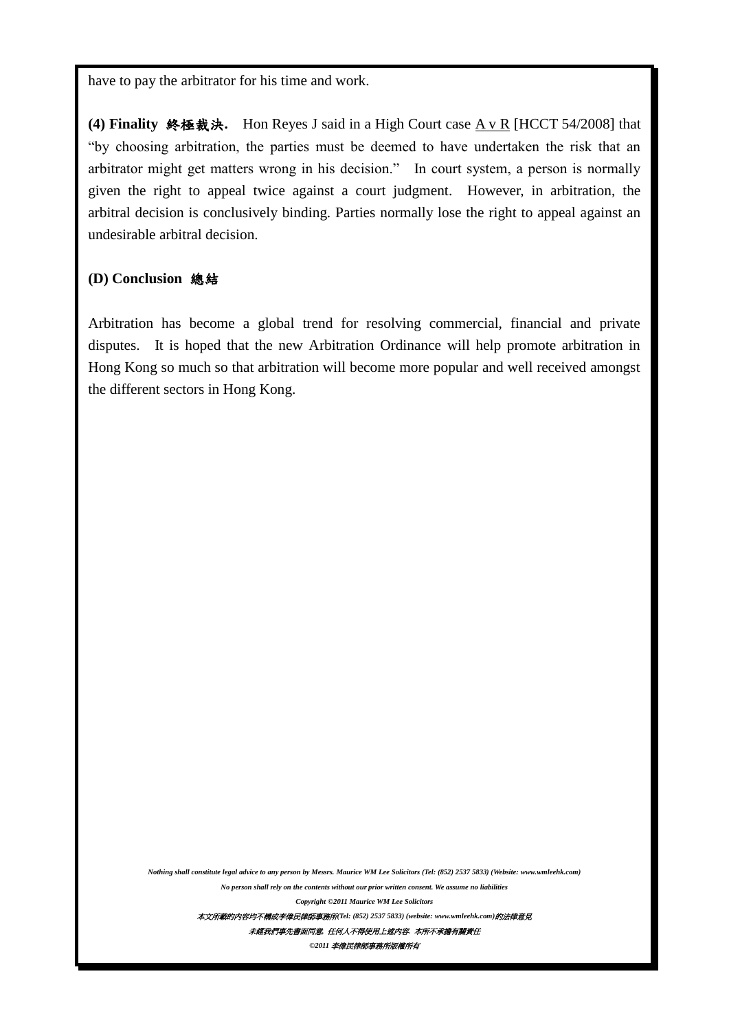have to pay the arbitrator for his time and work.

**(4) Finality 終極裁決.** Hon Reyes J said in a High Court case A v R [HCCT 54/2008] that "by choosing arbitration, the parties must be deemed to have undertaken the risk that an arbitrator might get matters wrong in his decision." In court system, a person is normally given the right to appeal twice against a court judgment. However, in arbitration, the arbitral decision is conclusively binding. Parties normally lose the right to appeal against an undesirable arbitral decision.

## (D) Conclusion 總結

Arbitration has become a global trend for resolving commercial, financial and private disputes. It is hoped that the new Arbitration Ordinance will help promote arbitration in Hong Kong so much so that arbitration will become more popular and well received amongst the different sectors in Hong Kong.